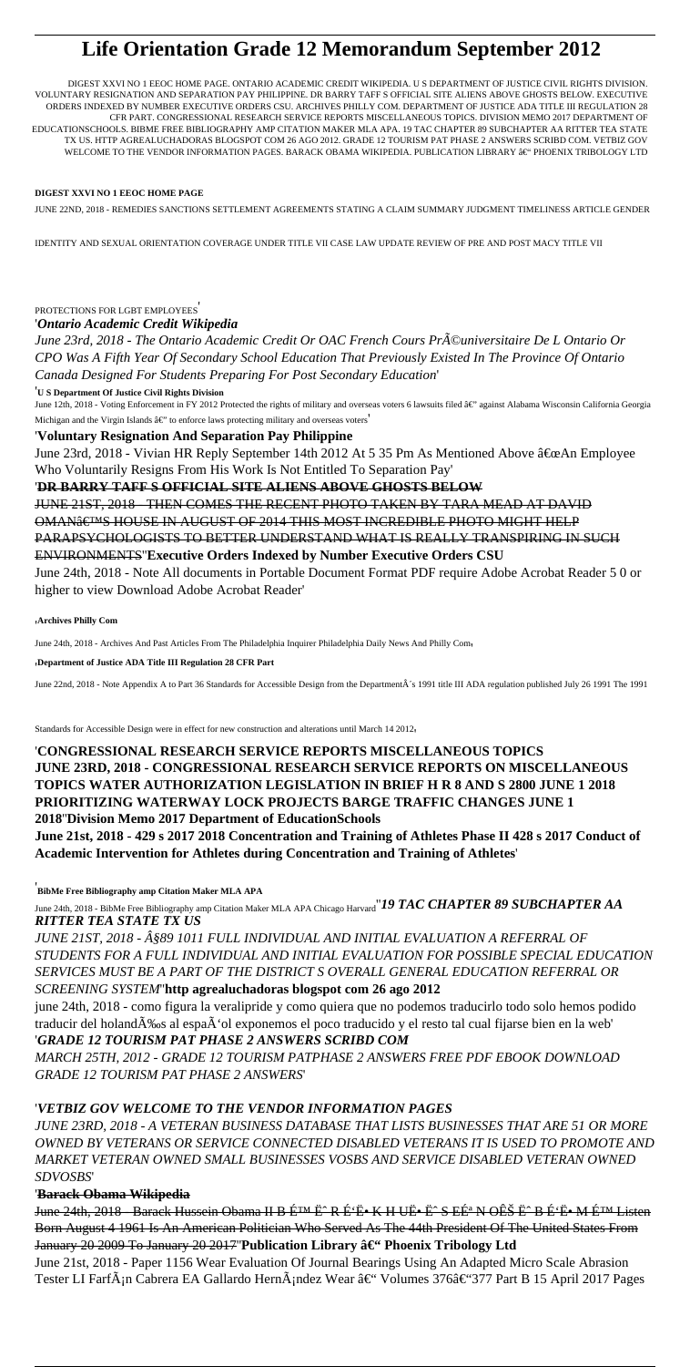# Life Orientation Grade 12 Memorandum September 2012

DIGEST XXVI NO 1 EEOC HOME PAGE. ONTARIO ACADEMIC CREDIT WIKIPEDIA. U S DEPARTMENT OF JUSTICE CIVIL RIGHTS DIVISION. VOLUNTARY RESIGNATION AND SEPARATION PAY PHILIPPINE. DR BARRY TAFF S OFFICIAL SITE ALIENS ABOVE GHOSTS BELOW. EXECUTIVE ORDERS INDEXED BY NUMBER EXECUTIVE ORDERS CSU. ARCHIVES PHILLY COM. DEPARTMENT OF JUSTICE ADA TITLE III REGULATION 28 CFR PART. CONGRESSIONAL RESEARCH SERVICE REPORTS MISCELLANEOUS TOPICS. DIVISION MEMO 2017 DEPARTMENT OF EDUCATIONSCHOOLS. BIBME FREE BIBLIOGRAPHY AMP CITATION MAKER MLA APA. 19 TAC CHAPTER 89 SUBCHAPTER AA RITTER TEA STATE TX US. HTTP AGREALUCHADORAS BLOGSPOT COM 26 AGO 2012. GRADE 12 TOURISM PAT PHASE 2 ANSWERS SCRIBD COM. VETBIZ GOV WELCOME TO THE VENDOR INFORMATION PAGES. BARACK OBAMA WIKIPEDIA. PUBLICATION LIBRARY â€" PHOENIX TRIBOLOGY LTD

**DIGEST XXVI NO 1 EEOC HOME PAGE**

JUNE 22ND, 2018 - REMEDIES SANCTIONS SETTLEMENT AGREEMENTS STATING A CLAIM SUMMARY JUDGMENT TIMELINESS ARTICLE GENDER IDENTITY AND SEXUAL ORIENTATION COVERAGE UNDER TITLE VII CASE LAW UPDATE REVIEW OF PRE AND POST MACY TITLE VII PROTECTIONS FOR LGBT EMPLOYEES'

'***Ontario Academic Credit Wikipedia***

*June 23rd, 2018 - The Ontario Academic Credit Or OAC French Cours PrÃ©universitaire De L Ontario Or CPO Was A Fifth Year Of Secondary School Education That Previously Existed In The Province Of Ontario Canada Designed For Students Preparing For Post Secondary Education*'

'**U S Department Of Justice Civil Rights Division**

June 12th, 2018 - Voting Enforcement in FY 2012 Protected the rights of military and overseas voters 6 lawsuits filed â€" against Alabama Wisconsin California Georgia Michigan and the Virgin Islands â€" to enforce laws protecting military and overseas voters'

'**Voluntary Resignation And Separation Pay Philippine**

June 23rd, 2018 - Vivian HR Reply September 14th 2012 At 5 35 Pm As Mentioned Above â€œAn Employee Who Voluntarily Resigns From His Work Is Not Entitled To Separation Pay'

'**DR BARRY TAFF S OFFICIAL SITE ALIENS ABOVE GHOSTS BELOW**

JUNE 21ST, 2018 - THEN COMES THE RECENT PHOTO TAKEN BY TARA MEAD AT DAVID OMANâ€™S HOUSE IN AUGUST OF 2014 THIS MOST INCREDIBLE PHOTO MIGHT HELP PARAPSYCHOLOGISTS TO BETTER UNDERSTAND WHAT IS REALLY TRANSPIRING IN SUCH ENVIRONMENTS''**Executive Orders Indexed by Number Executive Orders CSU**

June 24th, 2018 - Note All documents in Portable Document Format PDF require Adobe Acrobat Reader 5 0 or higher to view Download Adobe Acrobat Reader'

'**Archives Philly Com**

June 24th, 2018 - Archives And Past Articles From The Philadelphia Inquirer Philadelphia Daily News And Philly Com'

'**Department of Justice ADA Title III Regulation 28 CFR Part**

June 22nd, 2018 - Note Appendix A to Part 36 Standards for Accessible Design from the DepartmentÂ´s 1991 title III ADA regulation published July 26 1991 The 1991 Standards for Accessible Design were in effect for new construction and alterations until March 14 2012'

'**CONGRESSIONAL RESEARCH SERVICE REPORTS MISCELLANEOUS TOPICS**

**JUNE 23RD, 2018 - CONGRESSIONAL RESEARCH SERVICE REPORTS ON MISCELLANEOUS TOPICS WATER AUTHORIZATION LEGISLATION IN BRIEF H R 8 AND S 2800 JUNE 1 2018 PRIORITIZING WATERWAY LOCK PROJECTS BARGE TRAFFIC CHANGES JUNE 1 2018**''**Division Memo 2017 Department of EducationSchools**

**June 21st, 2018 - 429 s 2017 2018 Concentration and Training of Athletes Phase II 428 s 2017 Conduct of Academic Intervention for Athletes during Concentration and Training of Athletes**'

'**BibMe Free Bibliography amp Citation Maker MLA APA**

June 24th, 2018 - BibMe Free Bibliography amp Citation Maker MLA APA Chicago Harvard''***19 TAC CHAPTER 89 SUBCHAPTER AA RITTER TEA STATE TX US***

*JUNE 21ST, 2018 - Â§89 1011 FULL INDIVIDUAL AND INITIAL EVALUATION A REFERRAL OF STUDENTS FOR A FULL INDIVIDUAL AND INITIAL EVALUATION FOR POSSIBLE SPECIAL EDUCATION SERVICES MUST BE A PART OF THE DISTRICT S OVERALL GENERAL EDUCATION REFERRAL OR SCREENING SYSTEM*''**http agrealuchadoras blogspot com 26 ago 2012**

june 24th, 2018 - como figura la veralipride y como quiera que no podemos traducirlo todo solo hemos podido traducir del holandÃ‰s al espaÃ'ol exponemos el poco traducido y el resto tal cual fijarse bien en la web'

'***GRADE 12 TOURISM PAT PHASE 2 ANSWERS SCRIBD COM***

*MARCH 25TH, 2012 - GRADE 12 TOURISM PATPHASE 2 ANSWERS FREE PDF EBOOK DOWNLOAD GRADE 12 TOURISM PAT PHASE 2 ANSWERS*'

'***VETBIZ GOV WELCOME TO THE VENDOR INFORMATION PAGES***

*JUNE 23RD, 2018 - A VETERAN BUSINESS DATABASE THAT LISTS BUSINESSES THAT ARE 51 OR MORE OWNED BY VETERANS OR SERVICE CONNECTED DISABLED VETERANS IT IS USED TO PROMOTE AND MARKET VETERAN OWNED SMALL BUSINESSES VOSBS AND SERVICE DISABLED VETERAN OWNED SDVOSBS*'

'**Barack Obama Wikipedia**

June 24th, 2018 - Barack Hussein Obama II B É™ Ëˆ R É'Ë• K H UË• Ëˆ S EÉª N OÊŠ Ëˆ B É'Ë• M É™ Listen Born August 4 1961 Is An American Politician Who Served As The 44th President Of The United States From January 20 2009 To January 20 2017''**Publication Library â€" Phoenix Tribology Ltd**

June 21st, 2018 - Paper 1156 Wear Evaluation Of Journal Bearings Using An Adapted Micro Scale Abrasion Tester LI FarfÃ¡n Cabrera EA Gallardo HernÃ¡ndez Wear â€" Volumes 376â€"377 Part B 15 April 2017 Pages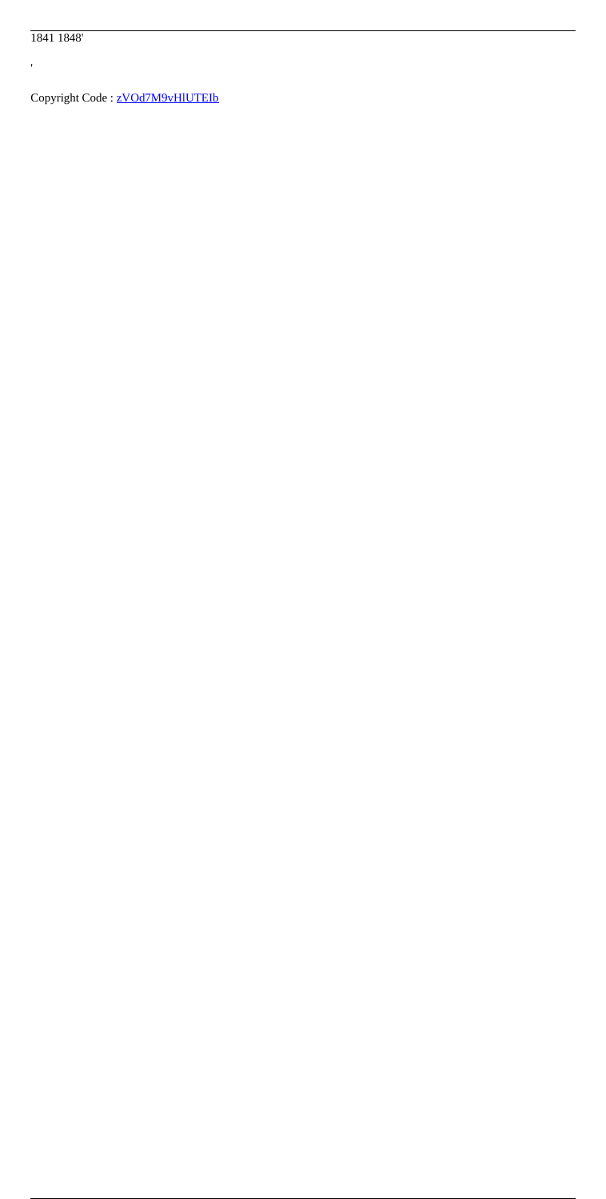1841 1848'

'

Copyright Code : [zVOd7M9vHlUTEIb]